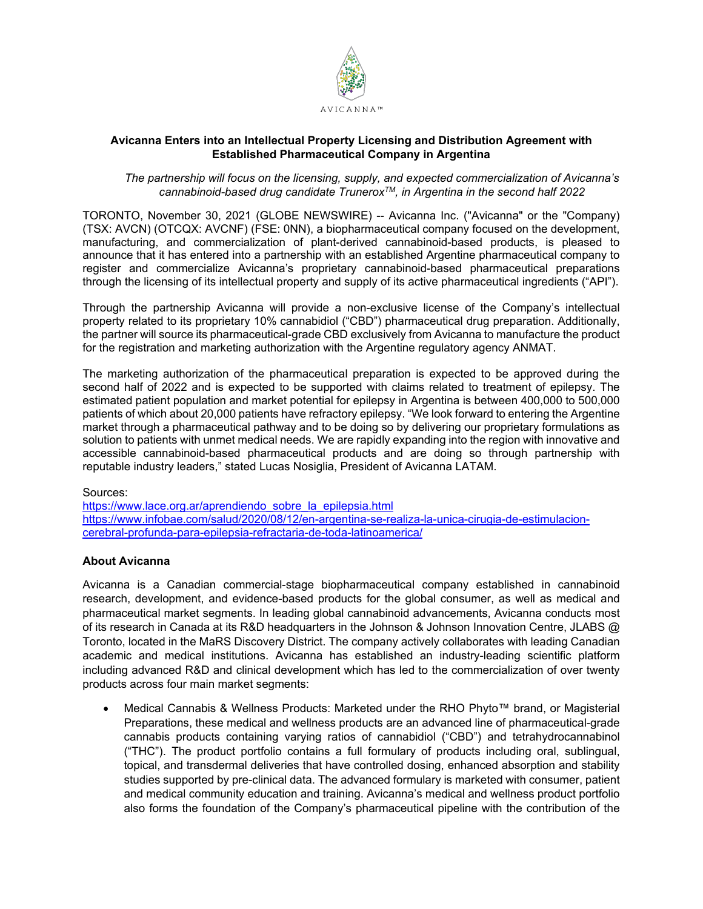AVICANNA™

# Avicanna Enters into an Intellectual Property Licensing and Distribution Agreement with Established Pharmaceutical Company in Argentina

*The partnership will focus on the licensing, supply, and expected commercialization of Avicanna's cannabinoid-based drug candidate Trunerox™, in Argentina in the second half 2022*

TORONTO, November 30, 2021 (GLOBE NEWSWIRE) -- Avicanna Inc. ("Avicanna" or the "Company) (TSX: AVCN) (OTCQX: AVCNF) (FSE: 0NN), a biopharmaceutical company focused on the development, manufacturing, and commercialization of plant-derived cannabinoid-based products, is pleased to announce that it has entered into a partnership with an established Argentine pharmaceutical company to register and commercialize Avicanna's proprietary cannabinoid-based pharmaceutical preparations through the licensing of its intellectual property and supply of its active pharmaceutical ingredients ("API").

Through the partnership Avicanna will provide a non-exclusive license of the Company's intellectual property related to its proprietary 10% cannabidiol ("CBD") pharmaceutical drug preparation. Additionally, the partner will source its pharmaceutical-grade CBD exclusively from Avicanna to manufacture the product for the registration and marketing authorization with the Argentine regulatory agency ANMAT.

The marketing authorization of the pharmaceutical preparation is expected to be approved during the second half of 2022 and is expected to be supported with claims related to treatment of epilepsy. The estimated patient population and market potential for epilepsy in Argentina is between 400,000 to 500,000 patients of which about 20,000 patients have refractory epilepsy. "We look forward to entering the Argentine market through a pharmaceutical pathway and to be doing so by delivering our proprietary formulations as solution to patients with unmet medical needs. We are rapidly expanding into the region with innovative and accessible cannabinoid-based pharmaceutical products and are doing so through partnership with reputable industry leaders," stated Lucas Nosiglia, President of Avicanna LATAM.

Sources:
https://www.lace.org.ar/aprendiendo_sobre_la_epilepsia.html
https://www.infobae.com/salud/2020/08/12/en-argentina-se-realiza-la-unica-cirugia-de-estimulacion-cerebral-profunda-para-epilepsia-refractaria-de-toda-latinoamerica/

## About Avicanna

Avicanna is a Canadian commercial-stage biopharmaceutical company established in cannabinoid research, development, and evidence-based products for the global consumer, as well as medical and pharmaceutical market segments. In leading global cannabinoid advancements, Avicanna conducts most of its research in Canada at its R&D headquarters in the Johnson & Johnson Innovation Centre, JLABS @ Toronto, located in the MaRS Discovery District. The company actively collaborates with leading Canadian academic and medical institutions. Avicanna has established an industry-leading scientific platform including advanced R&D and clinical development which has led to the commercialization of over twenty products across four main market segments:

- Medical Cannabis & Wellness Products: Marketed under the RHO Phyto™ brand, or Magisterial Preparations, these medical and wellness products are an advanced line of pharmaceutical-grade cannabis products containing varying ratios of cannabidiol ("CBD") and tetrahydrocannabinol ("THC"). The product portfolio contains a full formulary of products including oral, sublingual, topical, and transdermal deliveries that have controlled dosing, enhanced absorption and stability studies supported by pre-clinical data. The advanced formulary is marketed with consumer, patient and medical community education and training. Avicanna's medical and wellness product portfolio also forms the foundation of the Company's pharmaceutical pipeline with the contribution of the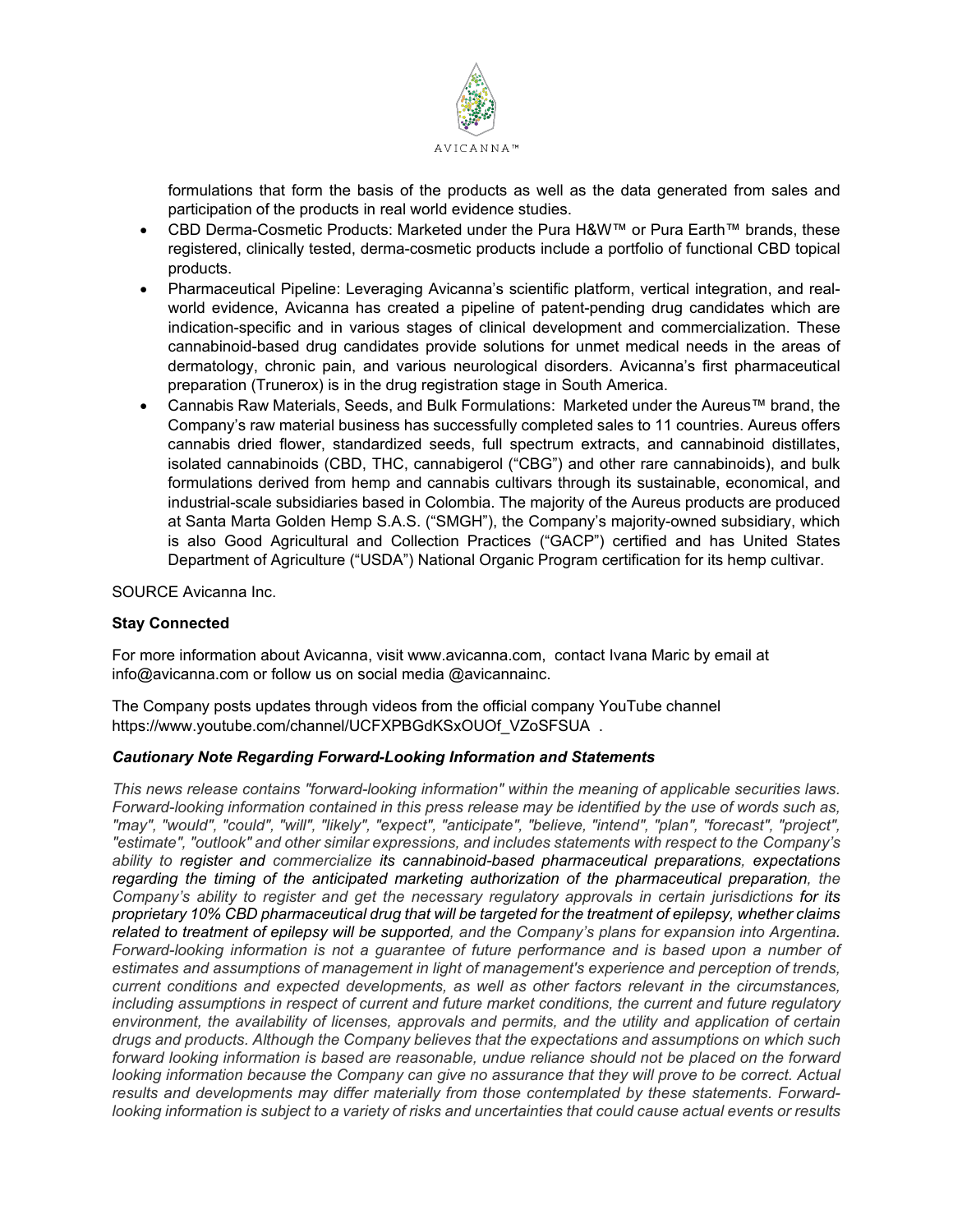formulations that form the basis of the products as well as the data generated from sales and participation of the products in real world evidence studies.

- CBD Derma-Cosmetic Products: Marketed under the Pura H&W™ or Pura Earth™ brands, these registered, clinically tested, derma-cosmetic products include a portfolio of functional CBD topical products.
- Pharmaceutical Pipeline: Leveraging Avicanna's scientific platform, vertical integration, and real-world evidence, Avicanna has created a pipeline of patent-pending drug candidates which are indication-specific and in various stages of clinical development and commercialization. These cannabinoid-based drug candidates provide solutions for unmet medical needs in the areas of dermatology, chronic pain, and various neurological disorders. Avicanna's first pharmaceutical preparation (Trunerox) is in the drug registration stage in South America.
- Cannabis Raw Materials, Seeds, and Bulk Formulations: Marketed under the Aureus™ brand, the Company's raw material business has successfully completed sales to 11 countries. Aureus offers cannabis dried flower, standardized seeds, full spectrum extracts, and cannabinoid distillates, isolated cannabinoids (CBD, THC, cannabigerol ("CBG") and other rare cannabinoids), and bulk formulations derived from hemp and cannabis cultivars through its sustainable, economical, and industrial-scale subsidiaries based in Colombia. The majority of the Aureus products are produced at Santa Marta Golden Hemp S.A.S. ("SMGH"), the Company's majority-owned subsidiary, which is also Good Agricultural and Collection Practices ("GACP") certified and has United States Department of Agriculture ("USDA") National Organic Program certification for its hemp cultivar.

SOURCE Avicanna Inc.

**Stay Connected**

For more information about Avicanna, visit www.avicanna.com, contact Ivana Maric by email at info@avicanna.com or follow us on social media @avicannainc.

The Company posts updates through videos from the official company YouTube channel https://www.youtube.com/channel/UCFXPBGdKSxOUOf_VZoSFSUA .

***Cautionary Note Regarding Forward-Looking Information and Statements***

*This news release contains "forward-looking information" within the meaning of applicable securities laws. Forward-looking information contained in this press release may be identified by the use of words such as, "may", "would", "could", "will", "likely", "expect", "anticipate", "believe, "intend", "plan", "forecast", "project", "estimate", "outlook" and other similar expressions, and includes statements with respect to the Company's ability to register and commercialize its cannabinoid-based pharmaceutical preparations, expectations regarding the timing of the anticipated marketing authorization of the pharmaceutical preparation, the Company's ability to register and get the necessary regulatory approvals in certain jurisdictions for its proprietary 10% CBD pharmaceutical drug that will be targeted for the treatment of epilepsy, whether claims related to treatment of epilepsy will be supported, and the Company's plans for expansion into Argentina. Forward-looking information is not a guarantee of future performance and is based upon a number of estimates and assumptions of management in light of management's experience and perception of trends, current conditions and expected developments, as well as other factors relevant in the circumstances, including assumptions in respect of current and future market conditions, the current and future regulatory environment, the availability of licenses, approvals and permits, and the utility and application of certain drugs and products. Although the Company believes that the expectations and assumptions on which such forward looking information is based are reasonable, undue reliance should not be placed on the forward looking information because the Company can give no assurance that they will prove to be correct. Actual results and developments may differ materially from those contemplated by these statements. Forward-looking information is subject to a variety of risks and uncertainties that could cause actual events or results*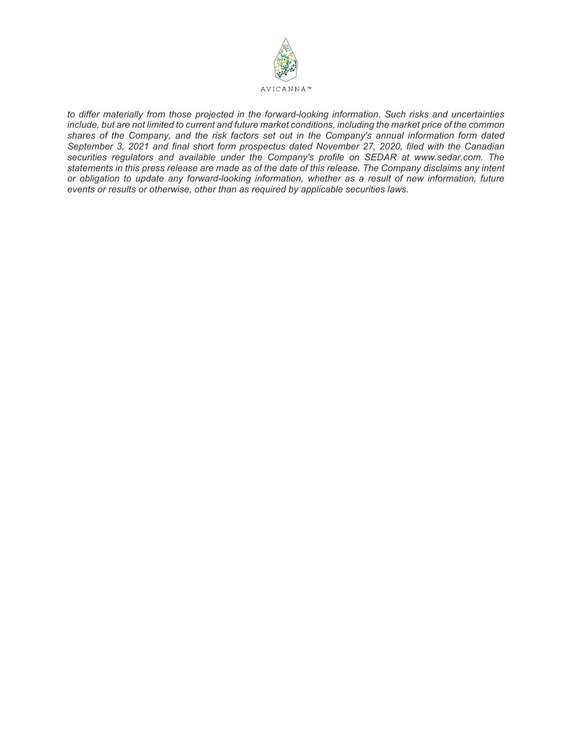*to differ materially from those projected in the forward-looking information. Such risks and uncertainties include, but are not limited to current and future market conditions, including the market price of the common shares of the Company, and the risk factors set out in the Company's annual information form dated September 3, 2021 and final short form prospectus dated November 27, 2020, filed with the Canadian securities regulators and available under the Company's profile on SEDAR at www.sedar.com. The statements in this press release are made as of the date of this release. The Company disclaims any intent or obligation to update any forward-looking information, whether as a result of new information, future events or results or otherwise, other than as required by applicable securities laws.*